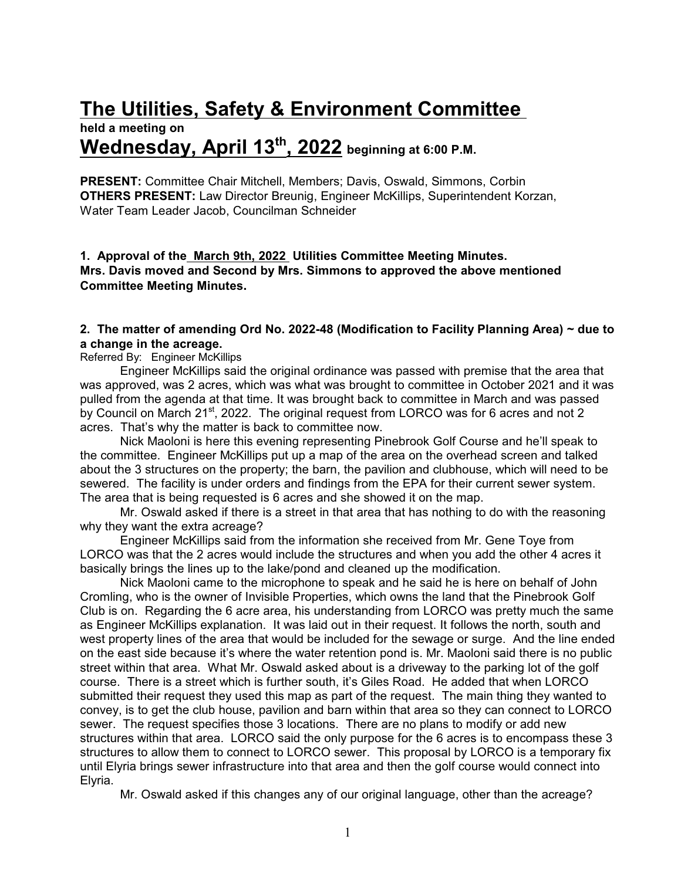# The Utilities, Safety & Environment Committee

**held a meeting on**

## Wednesday, April 13th, 2022 beginning at 6:00 P.M.

**PRESENT:** Committee Chair Mitchell, Members; Davis, Oswald, Simmons, Corbin
**OTHERS PRESENT:** Law Director Breunig, Engineer McKillips, Superintendent Korzan, Water Team Leader Jacob, Councilman Schneider

**1. Approval of the March 9th, 2022 Utilities Committee Meeting Minutes.**
**Mrs. Davis moved and Second by Mrs. Simmons to approved the above mentioned Committee Meeting Minutes.**

**2. The matter of amending Ord No. 2022-48 (Modification to Facility Planning Area) ~ due to a change in the acreage.**

Referred By: Engineer McKillips

Engineer McKillips said the original ordinance was passed with premise that the area that was approved, was 2 acres, which was what was brought to committee in October 2021 and it was pulled from the agenda at that time. It was brought back to committee in March and was passed by Council on March 21st, 2022. The original request from LORCO was for 6 acres and not 2 acres. That's why the matter is back to committee now.

Nick Maoloni is here this evening representing Pinebrook Golf Course and he'll speak to the committee. Engineer McKillips put up a map of the area on the overhead screen and talked about the 3 structures on the property; the barn, the pavilion and clubhouse, which will need to be sewered. The facility is under orders and findings from the EPA for their current sewer system. The area that is being requested is 6 acres and she showed it on the map.

Mr. Oswald asked if there is a street in that area that has nothing to do with the reasoning why they want the extra acreage?

Engineer McKillips said from the information she received from Mr. Gene Toye from LORCO was that the 2 acres would include the structures and when you add the other 4 acres it basically brings the lines up to the lake/pond and cleaned up the modification.

Nick Maoloni came to the microphone to speak and he said he is here on behalf of John Cromling, who is the owner of Invisible Properties, which owns the land that the Pinebrook Golf Club is on. Regarding the 6 acre area, his understanding from LORCO was pretty much the same as Engineer McKillips explanation. It was laid out in their request. It follows the north, south and west property lines of the area that would be included for the sewage or surge. And the line ended on the east side because it's where the water retention pond is. Mr. Maoloni said there is no public street within that area. What Mr. Oswald asked about is a driveway to the parking lot of the golf course. There is a street which is further south, it's Giles Road. He added that when LORCO submitted their request they used this map as part of the request. The main thing they wanted to convey, is to get the club house, pavilion and barn within that area so they can connect to LORCO sewer. The request specifies those 3 locations. There are no plans to modify or add new structures within that area. LORCO said the only purpose for the 6 acres is to encompass these 3 structures to allow them to connect to LORCO sewer. This proposal by LORCO is a temporary fix until Elyria brings sewer infrastructure into that area and then the golf course would connect into Elyria.

Mr. Oswald asked if this changes any of our original language, other than the acreage?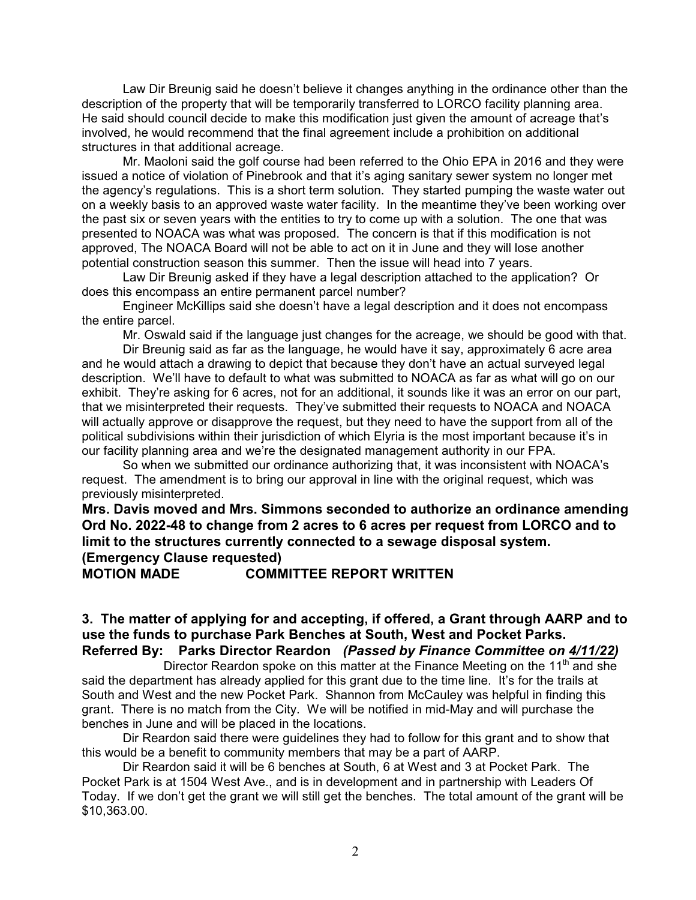Law Dir Breunig said he doesn't believe it changes anything in the ordinance other than the description of the property that will be temporarily transferred to LORCO facility planning area. He said should council decide to make this modification just given the amount of acreage that's involved, he would recommend that the final agreement include a prohibition on additional structures in that additional acreage.

Mr. Maoloni said the golf course had been referred to the Ohio EPA in 2016 and they were issued a notice of violation of Pinebrook and that it's aging sanitary sewer system no longer met the agency's regulations. This is a short term solution. They started pumping the waste water out on a weekly basis to an approved waste water facility. In the meantime they've been working over the past six or seven years with the entities to try to come up with a solution. The one that was presented to NOACA was what was proposed. The concern is that if this modification is not approved, The NOACA Board will not be able to act on it in June and they will lose another potential construction season this summer. Then the issue will head into 7 years.

Law Dir Breunig asked if they have a legal description attached to the application? Or does this encompass an entire permanent parcel number?

Engineer McKillips said she doesn't have a legal description and it does not encompass the entire parcel.

Mr. Oswald said if the language just changes for the acreage, we should be good with that.

Dir Breunig said as far as the language, he would have it say, approximately 6 acre area and he would attach a drawing to depict that because they don't have an actual surveyed legal description. We'll have to default to what was submitted to NOACA as far as what will go on our exhibit. They're asking for 6 acres, not for an additional, it sounds like it was an error on our part, that we misinterpreted their requests. They've submitted their requests to NOACA and NOACA will actually approve or disapprove the request, but they need to have the support from all of the political subdivisions within their jurisdiction of which Elyria is the most important because it's in our facility planning area and we're the designated management authority in our FPA.

So when we submitted our ordinance authorizing that, it was inconsistent with NOACA's request. The amendment is to bring our approval in line with the original request, which was previously misinterpreted.

**Mrs. Davis moved and Mrs. Simmons seconded to authorize an ordinance amending Ord No. 2022-48 to change from 2 acres to 6 acres per request from LORCO and to limit to the structures currently connected to a sewage disposal system. (Emergency Clause requested)**

**MOTION MADE COMMITTEE REPORT WRITTEN**

**3. The matter of applying for and accepting, if offered, a Grant through AARP and to use the funds to purchase Park Benches at South, West and Pocket Parks.**
**Referred By: Parks Director Reardon** ***(Passed by Finance Committee on 4/11/22)***

Director Reardon spoke on this matter at the Finance Meeting on the 11th and she said the department has already applied for this grant due to the time line. It's for the trails at South and West and the new Pocket Park. Shannon from McCauley was helpful in finding this grant. There is no match from the City. We will be notified in mid-May and will purchase the benches in June and will be placed in the locations.

Dir Reardon said there were guidelines they had to follow for this grant and to show that this would be a benefit to community members that may be a part of AARP.

Dir Reardon said it will be 6 benches at South, 6 at West and 3 at Pocket Park. The Pocket Park is at 1504 West Ave., and is in development and in partnership with Leaders Of Today. If we don't get the grant we will still get the benches. The total amount of the grant will be $10,363.00.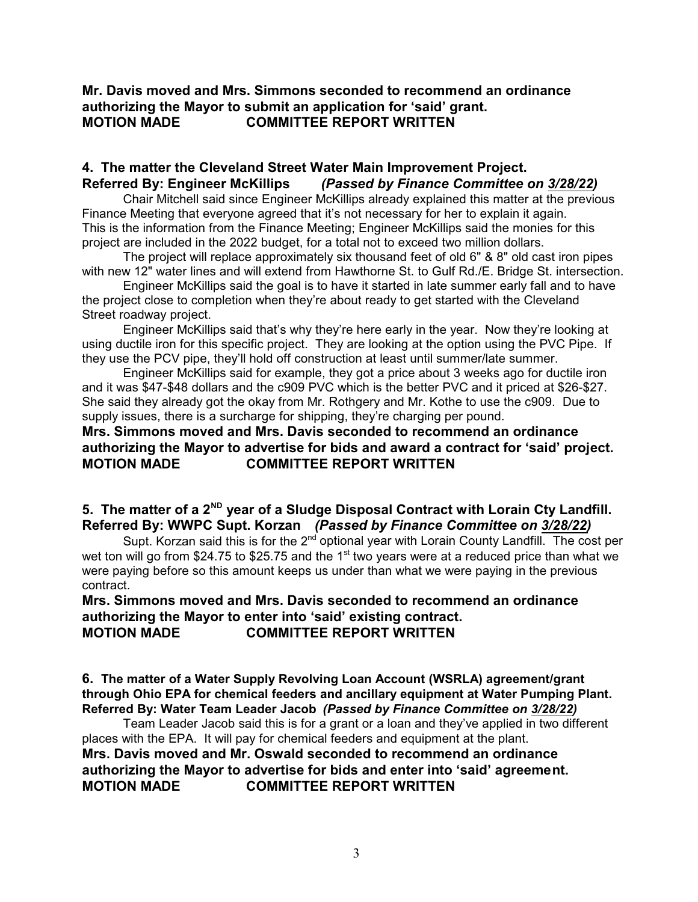**Mr. Davis moved and Mrs. Simmons seconded to recommend an ordinance authorizing the Mayor to submit an application for 'said' grant.**
**MOTION MADE COMMITTEE REPORT WRITTEN**

**4. The matter the Cleveland Street Water Main Improvement Project.**
**Referred By: Engineer McKillips** ***(Passed by Finance Committee on 3/28/22)***

Chair Mitchell said since Engineer McKillips already explained this matter at the previous Finance Meeting that everyone agreed that it's not necessary for her to explain it again. This is the information from the Finance Meeting; Engineer McKillips said the monies for this project are included in the 2022 budget, for a total not to exceed two million dollars.

The project will replace approximately six thousand feet of old 6" & 8" old cast iron pipes with new 12" water lines and will extend from Hawthorne St. to Gulf Rd./E. Bridge St. intersection.

Engineer McKillips said the goal is to have it started in late summer early fall and to have the project close to completion when they're about ready to get started with the Cleveland Street roadway project.

Engineer McKillips said that's why they're here early in the year. Now they're looking at using ductile iron for this specific project. They are looking at the option using the PVC Pipe. If they use the PCV pipe, they'll hold off construction at least until summer/late summer.

Engineer McKillips said for example, they got a price about 3 weeks ago for ductile iron and it was $47-$48 dollars and the c909 PVC which is the better PVC and it priced at $26-$27. She said they already got the okay from Mr. Rothgery and Mr. Kothe to use the c909. Due to supply issues, there is a surcharge for shipping, they're charging per pound.

**Mrs. Simmons moved and Mrs. Davis seconded to recommend an ordinance authorizing the Mayor to advertise for bids and award a contract for 'said' project.**
**MOTION MADE COMMITTEE REPORT WRITTEN**

**5. The matter of a 2ND year of a Sludge Disposal Contract with Lorain Cty Landfill.**
**Referred By: WWPC Supt. Korzan** ***(Passed by Finance Committee on 3/28/22)***

Supt. Korzan said this is for the 2nd optional year with Lorain County Landfill. The cost per wet ton will go from $24.75 to $25.75 and the 1st two years were at a reduced price than what we were paying before so this amount keeps us under than what we were paying in the previous contract.

**Mrs. Simmons moved and Mrs. Davis seconded to recommend an ordinance authorizing the Mayor to enter into 'said' existing contract.**
**MOTION MADE COMMITTEE REPORT WRITTEN**

**6. The matter of a Water Supply Revolving Loan Account (WSRLA) agreement/grant through Ohio EPA for chemical feeders and ancillary equipment at Water Pumping Plant.**
**Referred By: Water Team Leader Jacob** ***(Passed by Finance Committee on 3/28/22)***

Team Leader Jacob said this is for a grant or a loan and they've applied in two different places with the EPA. It will pay for chemical feeders and equipment at the plant.

**Mrs. Davis moved and Mr. Oswald seconded to recommend an ordinance authorizing the Mayor to advertise for bids and enter into 'said' agreement.**
**MOTION MADE COMMITTEE REPORT WRITTEN**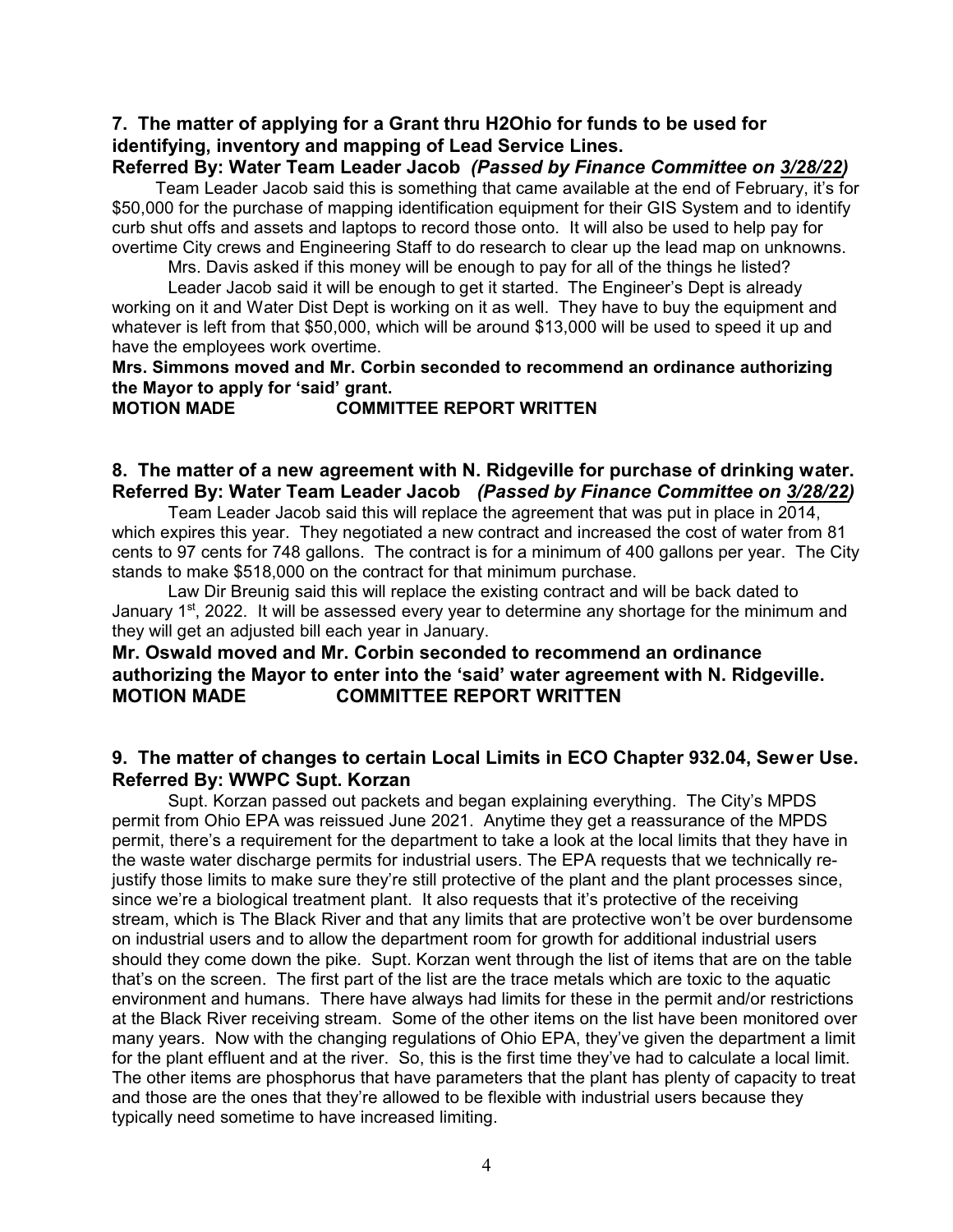**7. The matter of applying for a Grant thru H2Ohio for funds to be used for identifying, inventory and mapping of Lead Service Lines.**
**Referred By: Water Team Leader Jacob** ***(Passed by Finance Committee on 3/28/22)***

Team Leader Jacob said this is something that came available at the end of February, it's for $50,000 for the purchase of mapping identification equipment for their GIS System and to identify curb shut offs and assets and laptops to record those onto. It will also be used to help pay for overtime City crews and Engineering Staff to do research to clear up the lead map on unknowns.

Mrs. Davis asked if this money will be enough to pay for all of the things he listed?

Leader Jacob said it will be enough to get it started. The Engineer's Dept is already working on it and Water Dist Dept is working on it as well. They have to buy the equipment and whatever is left from that $50,000, which will be around $13,000 will be used to speed it up and have the employees work overtime.

**Mrs. Simmons moved and Mr. Corbin seconded to recommend an ordinance authorizing the Mayor to apply for 'said' grant.**
**MOTION MADE COMMITTEE REPORT WRITTEN**

**8. The matter of a new agreement with N. Ridgeville for purchase of drinking water.**
**Referred By: Water Team Leader Jacob** ***(Passed by Finance Committee on 3/28/22)***

Team Leader Jacob said this will replace the agreement that was put in place in 2014, which expires this year. They negotiated a new contract and increased the cost of water from 81 cents to 97 cents for 748 gallons. The contract is for a minimum of 400 gallons per year. The City stands to make $518,000 on the contract for that minimum purchase.

Law Dir Breunig said this will replace the existing contract and will be back dated to January 1st, 2022. It will be assessed every year to determine any shortage for the minimum and they will get an adjusted bill each year in January.

**Mr. Oswald moved and Mr. Corbin seconded to recommend an ordinance authorizing the Mayor to enter into the 'said' water agreement with N. Ridgeville.**
**MOTION MADE COMMITTEE REPORT WRITTEN**

**9. The matter of changes to certain Local Limits in ECO Chapter 932.04, Sewer Use.**
**Referred By: WWPC Supt. Korzan**

Supt. Korzan passed out packets and began explaining everything. The City's MPDS permit from Ohio EPA was reissued June 2021. Anytime they get a reassurance of the MPDS permit, there's a requirement for the department to take a look at the local limits that they have in the waste water discharge permits for industrial users. The EPA requests that we technically re-justify those limits to make sure they're still protective of the plant and the plant processes since, since we're a biological treatment plant. It also requests that it's protective of the receiving stream, which is The Black River and that any limits that are protective won't be over burdensome on industrial users and to allow the department room for growth for additional industrial users should they come down the pike. Supt. Korzan went through the list of items that are on the table that's on the screen. The first part of the list are the trace metals which are toxic to the aquatic environment and humans. There have always had limits for these in the permit and/or restrictions at the Black River receiving stream. Some of the other items on the list have been monitored over many years. Now with the changing regulations of Ohio EPA, they've given the department a limit for the plant effluent and at the river. So, this is the first time they've had to calculate a local limit. The other items are phosphorus that have parameters that the plant has plenty of capacity to treat and those are the ones that they're allowed to be flexible with industrial users because they typically need sometime to have increased limiting.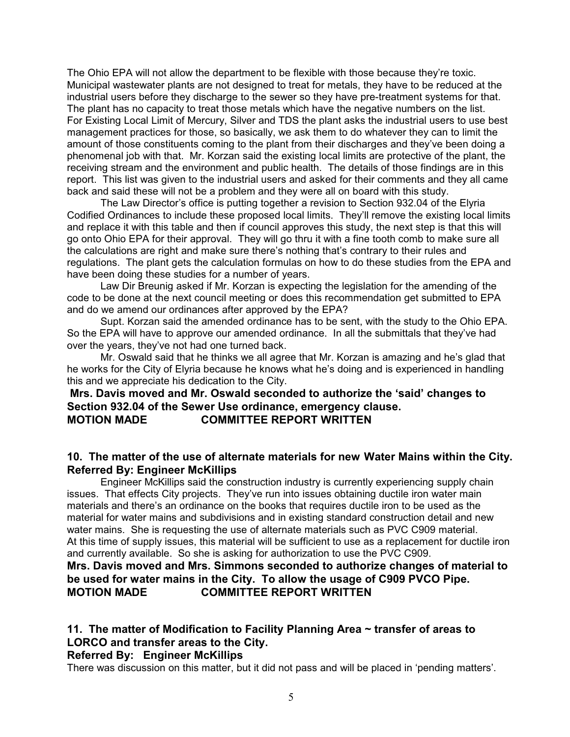The Ohio EPA will not allow the department to be flexible with those because they're toxic. Municipal wastewater plants are not designed to treat for metals, they have to be reduced at the industrial users before they discharge to the sewer so they have pre-treatment systems for that. The plant has no capacity to treat those metals which have the negative numbers on the list. For Existing Local Limit of Mercury, Silver and TDS the plant asks the industrial users to use best management practices for those, so basically, we ask them to do whatever they can to limit the amount of those constituents coming to the plant from their discharges and they've been doing a phenomenal job with that. Mr. Korzan said the existing local limits are protective of the plant, the receiving stream and the environment and public health. The details of those findings are in this report. This list was given to the industrial users and asked for their comments and they all came back and said these will not be a problem and they were all on board with this study.

The Law Director's office is putting together a revision to Section 932.04 of the Elyria Codified Ordinances to include these proposed local limits. They'll remove the existing local limits and replace it with this table and then if council approves this study, the next step is that this will go onto Ohio EPA for their approval. They will go thru it with a fine tooth comb to make sure all the calculations are right and make sure there's nothing that's contrary to their rules and regulations. The plant gets the calculation formulas on how to do these studies from the EPA and have been doing these studies for a number of years.

Law Dir Breunig asked if Mr. Korzan is expecting the legislation for the amending of the code to be done at the next council meeting or does this recommendation get submitted to EPA and do we amend our ordinances after approved by the EPA?

Supt. Korzan said the amended ordinance has to be sent, with the study to the Ohio EPA. So the EPA will have to approve our amended ordinance. In all the submittals that they've had over the years, they've not had one turned back.

Mr. Oswald said that he thinks we all agree that Mr. Korzan is amazing and he's glad that he works for the City of Elyria because he knows what he's doing and is experienced in handling this and we appreciate his dedication to the City.

**Mrs. Davis moved and Mr. Oswald seconded to authorize the 'said' changes to Section 932.04 of the Sewer Use ordinance, emergency clause.**
**MOTION MADE COMMITTEE REPORT WRITTEN**

### 10. The matter of the use of alternate materials for new Water Mains within the City.
**Referred By: Engineer McKillips**

Engineer McKillips said the construction industry is currently experiencing supply chain issues. That effects City projects. They've run into issues obtaining ductile iron water main materials and there's an ordinance on the books that requires ductile iron to be used as the material for water mains and subdivisions and in existing standard construction detail and new water mains. She is requesting the use of alternate materials such as PVC C909 material. At this time of supply issues, this material will be sufficient to use as a replacement for ductile iron and currently available. So she is asking for authorization to use the PVC C909.

**Mrs. Davis moved and Mrs. Simmons seconded to authorize changes of material to be used for water mains in the City. To allow the usage of C909 PVCO Pipe.**
**MOTION MADE COMMITTEE REPORT WRITTEN**

### 11. The matter of Modification to Facility Planning Area ~ transfer of areas to LORCO and transfer areas to the City.
**Referred By: Engineer McKillips**

There was discussion on this matter, but it did not pass and will be placed in 'pending matters'.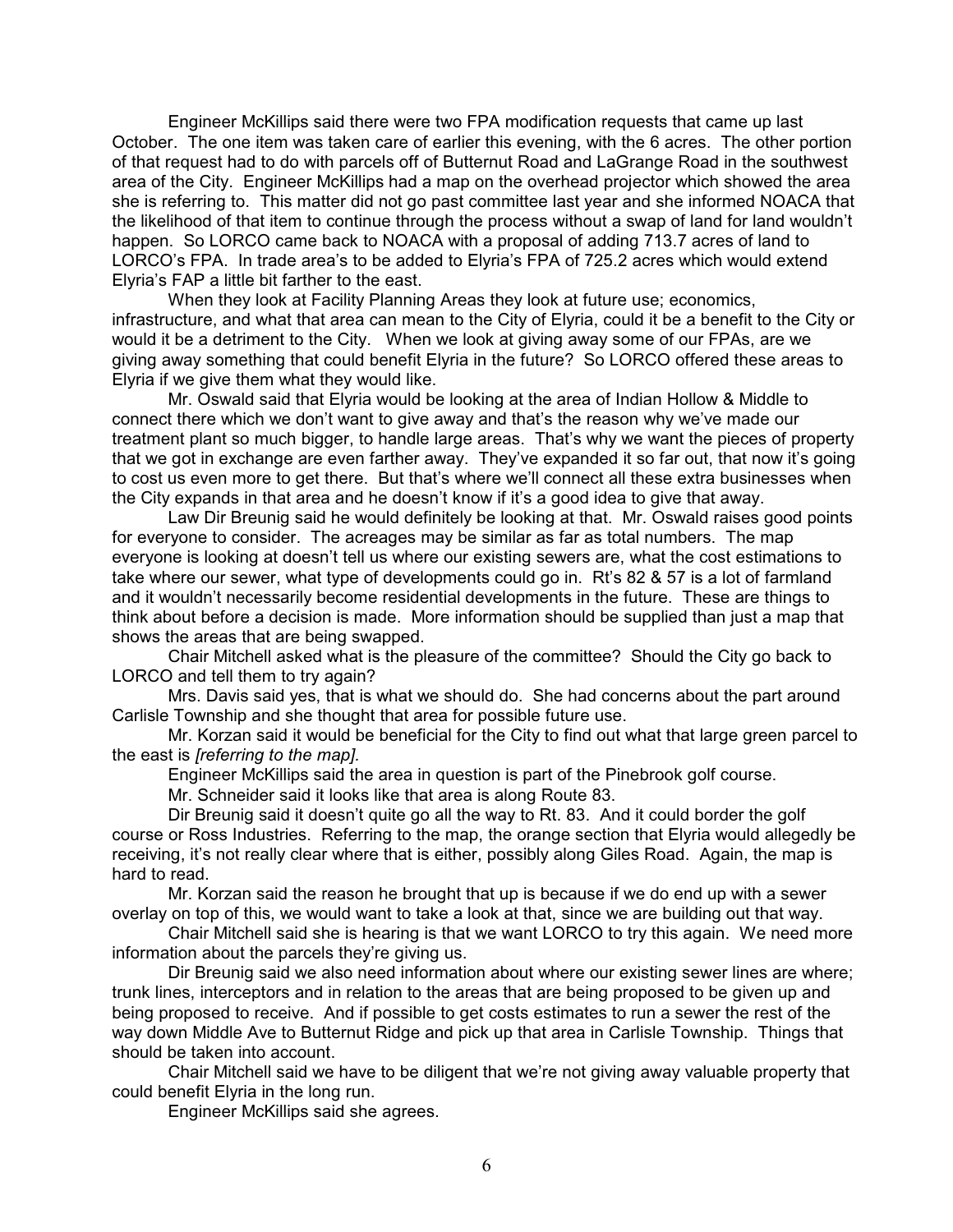Engineer McKillips said there were two FPA modification requests that came up last October. The one item was taken care of earlier this evening, with the 6 acres. The other portion of that request had to do with parcels off of Butternut Road and LaGrange Road in the southwest area of the City. Engineer McKillips had a map on the overhead projector which showed the area she is referring to. This matter did not go past committee last year and she informed NOACA that the likelihood of that item to continue through the process without a swap of land for land wouldn't happen. So LORCO came back to NOACA with a proposal of adding 713.7 acres of land to LORCO's FPA. In trade area's to be added to Elyria's FPA of 725.2 acres which would extend Elyria's FAP a little bit farther to the east.

When they look at Facility Planning Areas they look at future use; economics, infrastructure, and what that area can mean to the City of Elyria, could it be a benefit to the City or would it be a detriment to the City. When we look at giving away some of our FPAs, are we giving away something that could benefit Elyria in the future? So LORCO offered these areas to Elyria if we give them what they would like.

Mr. Oswald said that Elyria would be looking at the area of Indian Hollow & Middle to connect there which we don't want to give away and that's the reason why we've made our treatment plant so much bigger, to handle large areas. That's why we want the pieces of property that we got in exchange are even farther away. They've expanded it so far out, that now it's going to cost us even more to get there. But that's where we'll connect all these extra businesses when the City expands in that area and he doesn't know if it's a good idea to give that away.

Law Dir Breunig said he would definitely be looking at that. Mr. Oswald raises good points for everyone to consider. The acreages may be similar as far as total numbers. The map everyone is looking at doesn't tell us where our existing sewers are, what the cost estimations to take where our sewer, what type of developments could go in. Rt's 82 & 57 is a lot of farmland and it wouldn't necessarily become residential developments in the future. These are things to think about before a decision is made. More information should be supplied than just a map that shows the areas that are being swapped.

Chair Mitchell asked what is the pleasure of the committee? Should the City go back to LORCO and tell them to try again?

Mrs. Davis said yes, that is what we should do. She had concerns about the part around Carlisle Township and she thought that area for possible future use.

Mr. Korzan said it would be beneficial for the City to find out what that large green parcel to the east is *[referring to the map]*.

Engineer McKillips said the area in question is part of the Pinebrook golf course.

Mr. Schneider said it looks like that area is along Route 83.

Dir Breunig said it doesn't quite go all the way to Rt. 83. And it could border the golf course or Ross Industries. Referring to the map, the orange section that Elyria would allegedly be receiving, it's not really clear where that is either, possibly along Giles Road. Again, the map is hard to read.

Mr. Korzan said the reason he brought that up is because if we do end up with a sewer overlay on top of this, we would want to take a look at that, since we are building out that way.

Chair Mitchell said she is hearing is that we want LORCO to try this again. We need more information about the parcels they're giving us.

Dir Breunig said we also need information about where our existing sewer lines are where; trunk lines, interceptors and in relation to the areas that are being proposed to be given up and being proposed to receive. And if possible to get costs estimates to run a sewer the rest of the way down Middle Ave to Butternut Ridge and pick up that area in Carlisle Township. Things that should be taken into account.

Chair Mitchell said we have to be diligent that we're not giving away valuable property that could benefit Elyria in the long run.

Engineer McKillips said she agrees.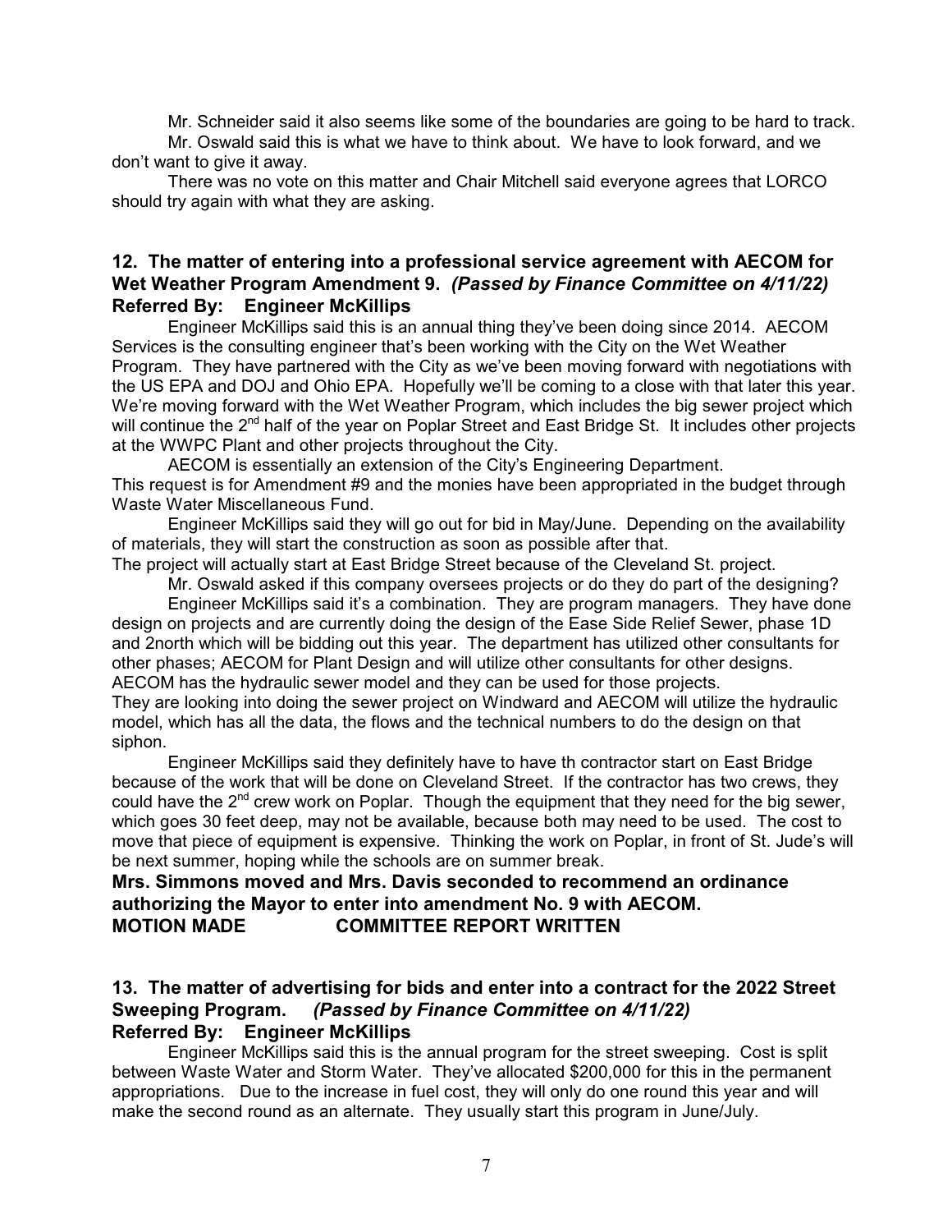Mr. Schneider said it also seems like some of the boundaries are going to be hard to track.

Mr. Oswald said this is what we have to think about. We have to look forward, and we don't want to give it away.

There was no vote on this matter and Chair Mitchell said everyone agrees that LORCO should try again with what they are asking.

### 12. The matter of entering into a professional service agreement with AECOM for Wet Weather Program Amendment 9. *(Passed by Finance Committee on 4/11/22)*
**Referred By: Engineer McKillips**

Engineer McKillips said this is an annual thing they've been doing since 2014. AECOM Services is the consulting engineer that's been working with the City on the Wet Weather Program. They have partnered with the City as we've been moving forward with negotiations with the US EPA and DOJ and Ohio EPA. Hopefully we'll be coming to a close with that later this year. We're moving forward with the Wet Weather Program, which includes the big sewer project which will continue the 2nd half of the year on Poplar Street and East Bridge St. It includes other projects at the WWPC Plant and other projects throughout the City.

AECOM is essentially an extension of the City's Engineering Department.
This request is for Amendment #9 and the monies have been appropriated in the budget through Waste Water Miscellaneous Fund.

Engineer McKillips said they will go out for bid in May/June. Depending on the availability of materials, they will start the construction as soon as possible after that.
The project will actually start at East Bridge Street because of the Cleveland St. project.

Mr. Oswald asked if this company oversees projects or do they do part of the designing?

Engineer McKillips said it's a combination. They are program managers. They have done design on projects and are currently doing the design of the Ease Side Relief Sewer, phase 1D and 2north which will be bidding out this year. The department has utilized other consultants for other phases; AECOM for Plant Design and will utilize other consultants for other designs. AECOM has the hydraulic sewer model and they can be used for those projects.
They are looking into doing the sewer project on Windward and AECOM will utilize the hydraulic model, which has all the data, the flows and the technical numbers to do the design on that siphon.

Engineer McKillips said they definitely have to have th contractor start on East Bridge because of the work that will be done on Cleveland Street. If the contractor has two crews, they could have the 2nd crew work on Poplar. Though the equipment that they need for the big sewer, which goes 30 feet deep, may not be available, because both may need to be used. The cost to move that piece of equipment is expensive. Thinking the work on Poplar, in front of St. Jude's will be next summer, hoping while the schools are on summer break.

**Mrs. Simmons moved and Mrs. Davis seconded to recommend an ordinance authorizing the Mayor to enter into amendment No. 9 with AECOM.**
**MOTION MADE COMMITTEE REPORT WRITTEN**

### 13. The matter of advertising for bids and enter into a contract for the 2022 Street Sweeping Program. *(Passed by Finance Committee on 4/11/22)*
**Referred By: Engineer McKillips**

Engineer McKillips said this is the annual program for the street sweeping. Cost is split between Waste Water and Storm Water. They've allocated $200,000 for this in the permanent appropriations. Due to the increase in fuel cost, they will only do one round this year and will make the second round as an alternate. They usually start this program in June/July.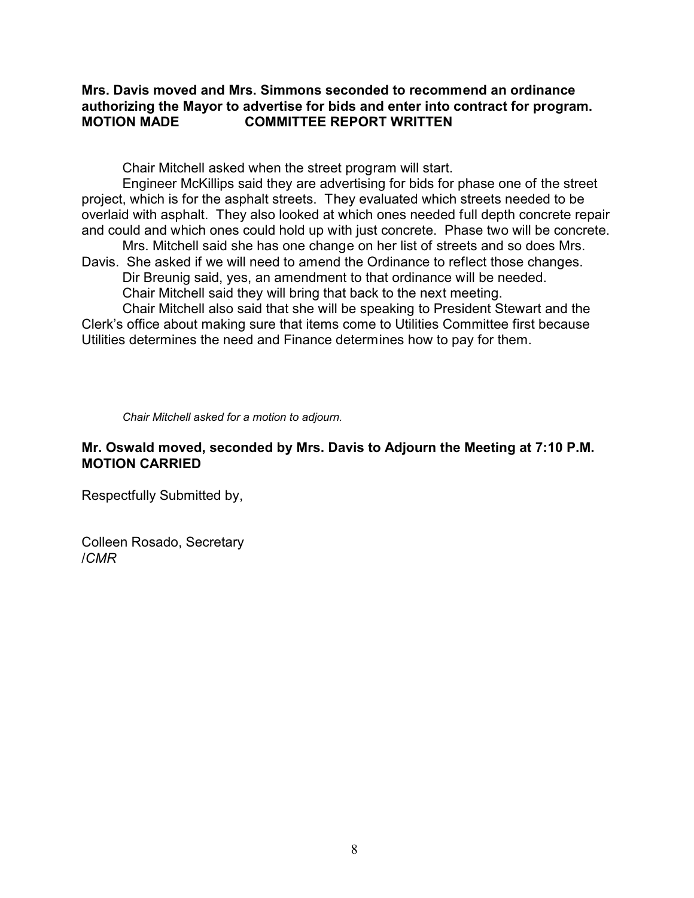**Mrs. Davis moved and Mrs. Simmons seconded to recommend an ordinance authorizing the Mayor to advertise for bids and enter into contract for program.**
**MOTION MADE COMMITTEE REPORT WRITTEN**

Chair Mitchell asked when the street program will start.

Engineer McKillips said they are advertising for bids for phase one of the street project, which is for the asphalt streets. They evaluated which streets needed to be overlaid with asphalt. They also looked at which ones needed full depth concrete repair and could and which ones could hold up with just concrete. Phase two will be concrete.

Mrs. Mitchell said she has one change on her list of streets and so does Mrs. Davis. She asked if we will need to amend the Ordinance to reflect those changes.

Dir Breunig said, yes, an amendment to that ordinance will be needed.

Chair Mitchell said they will bring that back to the next meeting.

Chair Mitchell also said that she will be speaking to President Stewart and the Clerk's office about making sure that items come to Utilities Committee first because Utilities determines the need and Finance determines how to pay for them.

*Chair Mitchell asked for a motion to adjourn.*

**Mr. Oswald moved, seconded by Mrs. Davis to Adjourn the Meeting at 7:10 P.M.**
**MOTION CARRIED**

Respectfully Submitted by,

Colleen Rosado, Secretary
/*CMR*